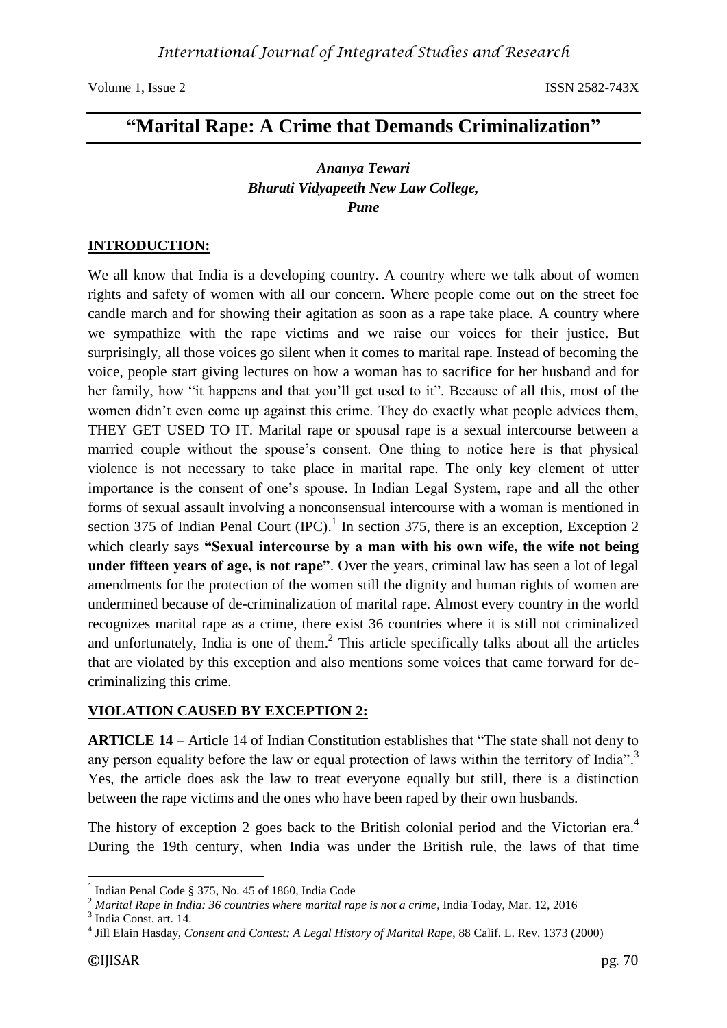# "Marital Rape: A Crime that Demands Criminalization"

***Ananya Tewari***
***Bharati Vidyapeeth New Law College,***
***Pune***

## INTRODUCTION:

We all know that India is a developing country. A country where we talk about of women rights and safety of women with all our concern. Where people come out on the street foe candle march and for showing their agitation as soon as a rape take place. A country where we sympathize with the rape victims and we raise our voices for their justice. But surprisingly, all those voices go silent when it comes to marital rape. Instead of becoming the voice, people start giving lectures on how a woman has to sacrifice for her husband and for her family, how "it happens and that you'll get used to it". Because of all this, most of the women didn't even come up against this crime. They do exactly what people advices them, THEY GET USED TO IT. Marital rape or spousal rape is a sexual intercourse between a married couple without the spouse's consent. One thing to notice here is that physical violence is not necessary to take place in marital rape. The only key element of utter importance is the consent of one's spouse. In Indian Legal System, rape and all the other forms of sexual assault involving a nonconsensual intercourse with a woman is mentioned in section 375 of Indian Penal Court (IPC).[1] In section 375, there is an exception, Exception 2 which clearly says **"Sexual intercourse by a man with his own wife, the wife not being under fifteen years of age, is not rape"**. Over the years, criminal law has seen a lot of legal amendments for the protection of the women still the dignity and human rights of women are undermined because of de-criminalization of marital rape. Almost every country in the world recognizes marital rape as a crime, there exist 36 countries where it is still not criminalized and unfortunately, India is one of them.[2] This article specifically talks about all the articles that are violated by this exception and also mentions some voices that came forward for de-criminalizing this crime.

## VIOLATION CAUSED BY EXCEPTION 2:

**ARTICLE 14 –** Article 14 of Indian Constitution establishes that "The state shall not deny to any person equality before the law or equal protection of laws within the territory of India".[3] Yes, the article does ask the law to treat everyone equally but still, there is a distinction between the rape victims and the ones who have been raped by their own husbands.

The history of exception 2 goes back to the British colonial period and the Victorian era.[4] During the 19th century, when India was under the British rule, the laws of that time

---

[1] Indian Penal Code § 375, No. 45 of 1860, India Code

[2] *Marital Rape in India: 36 countries where marital rape is not a crime*, India Today, Mar. 12, 2016

[3] India Const. art. 14.

[4] Jill Elain Hasday, *Consent and Contest: A Legal History of Marital Rape*, 88 Calif. L. Rev. 1373 (2000)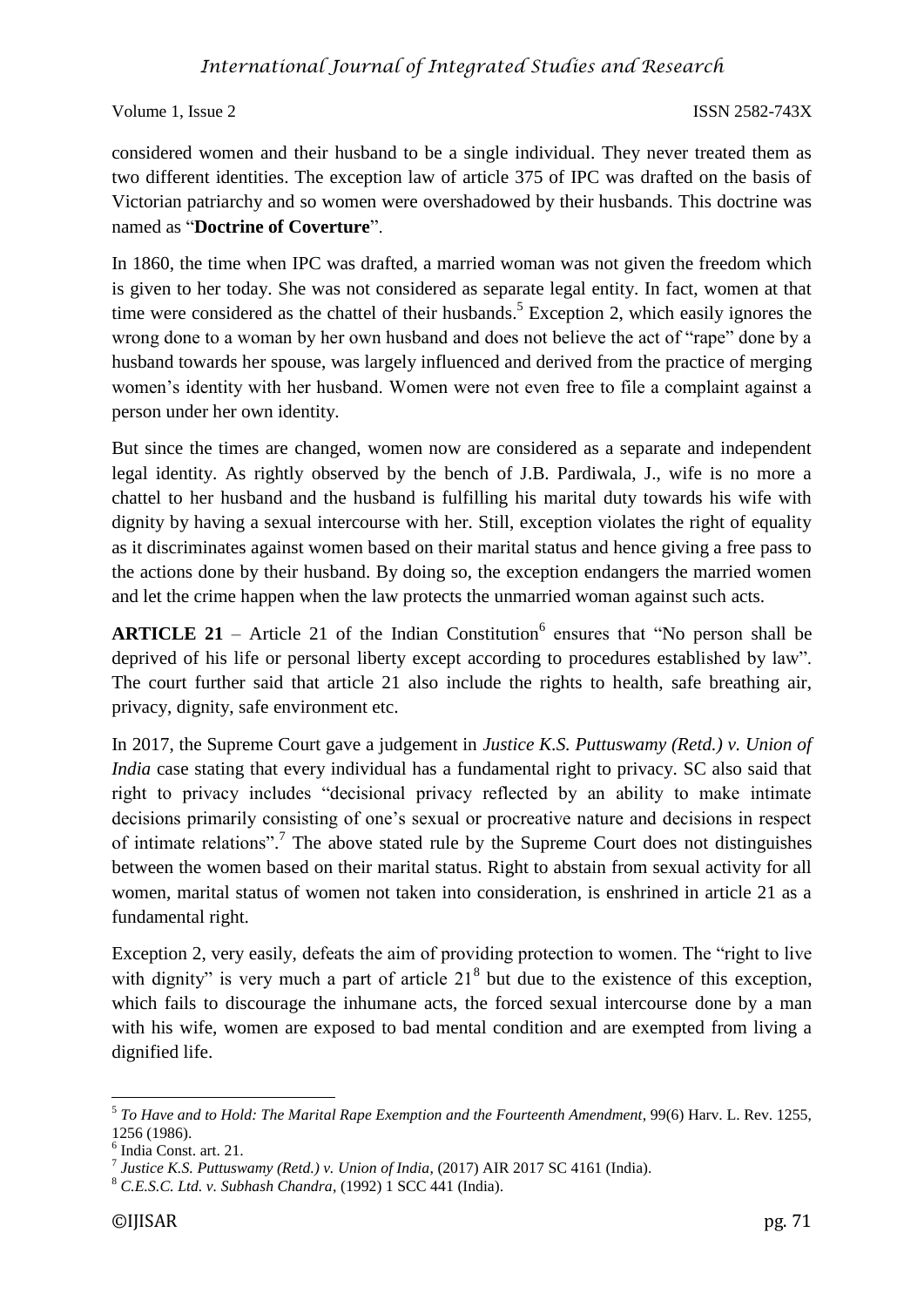considered women and their husband to be a single individual. They never treated them as two different identities. The exception law of article 375 of IPC was drafted on the basis of Victorian patriarchy and so women were overshadowed by their husbands. This doctrine was named as "**Doctrine of Coverture**".

In 1860, the time when IPC was drafted, a married woman was not given the freedom which is given to her today. She was not considered as separate legal entity. In fact, women at that time were considered as the chattel of their husbands.[5] Exception 2, which easily ignores the wrong done to a woman by her own husband and does not believe the act of "rape" done by a husband towards her spouse, was largely influenced and derived from the practice of merging women's identity with her husband. Women were not even free to file a complaint against a person under her own identity.

But since the times are changed, women now are considered as a separate and independent legal identity. As rightly observed by the bench of J.B. Pardiwala, J., wife is no more a chattel to her husband and the husband is fulfilling his marital duty towards his wife with dignity by having a sexual intercourse with her. Still, exception violates the right of equality as it discriminates against women based on their marital status and hence giving a free pass to the actions done by their husband. By doing so, the exception endangers the married women and let the crime happen when the law protects the unmarried woman against such acts.

**ARTICLE 21** – Article 21 of the Indian Constitution[6] ensures that "No person shall be deprived of his life or personal liberty except according to procedures established by law". The court further said that article 21 also include the rights to health, safe breathing air, privacy, dignity, safe environment etc.

In 2017, the Supreme Court gave a judgement in *Justice K.S. Puttuswamy (Retd.) v. Union of India* case stating that every individual has a fundamental right to privacy. SC also said that right to privacy includes "decisional privacy reflected by an ability to make intimate decisions primarily consisting of one's sexual or procreative nature and decisions in respect of intimate relations".[7] The above stated rule by the Supreme Court does not distinguishes between the women based on their marital status. Right to abstain from sexual activity for all women, marital status of women not taken into consideration, is enshrined in article 21 as a fundamental right.

Exception 2, very easily, defeats the aim of providing protection to women. The "right to live with dignity" is very much a part of article 21[8] but due to the existence of this exception, which fails to discourage the inhumane acts, the forced sexual intercourse done by a man with his wife, women are exposed to bad mental condition and are exempted from living a dignified life.

---

[5] *To Have and to Hold: The Marital Rape Exemption and the Fourteenth Amendment*, 99(6) Harv. L. Rev. 1255, 1256 (1986).

[6] India Const. art. 21.

[7] *Justice K.S. Puttuswamy (Retd.) v. Union of India*, (2017) AIR 2017 SC 4161 (India).

[8] *C.E.S.C. Ltd. v. Subhash Chandra*, (1992) 1 SCC 441 (India).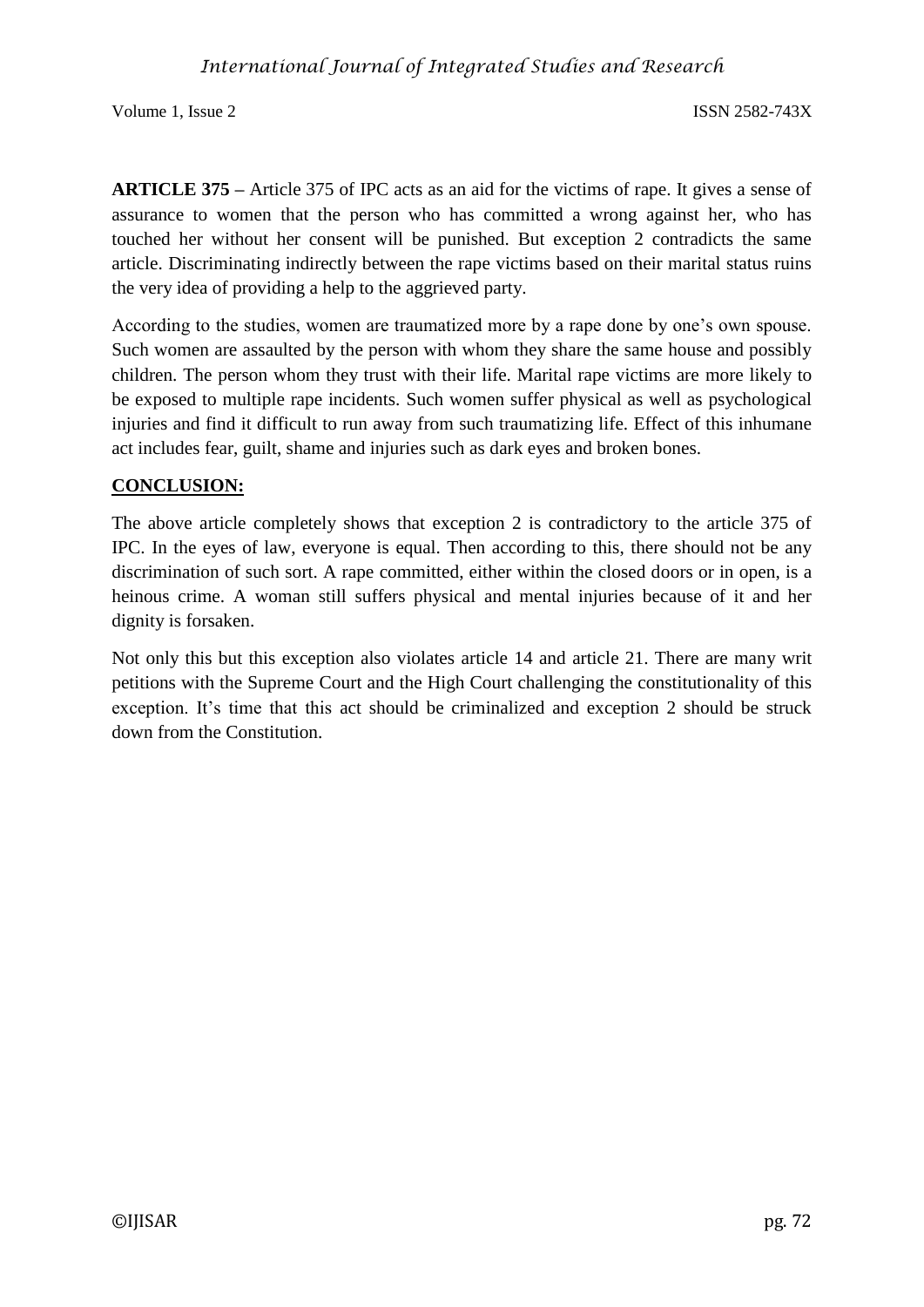**ARTICLE 375 –** Article 375 of IPC acts as an aid for the victims of rape. It gives a sense of assurance to women that the person who has committed a wrong against her, who has touched her without her consent will be punished. But exception 2 contradicts the same article. Discriminating indirectly between the rape victims based on their marital status ruins the very idea of providing a help to the aggrieved party.

According to the studies, women are traumatized more by a rape done by one's own spouse. Such women are assaulted by the person with whom they share the same house and possibly children. The person whom they trust with their life. Marital rape victims are more likely to be exposed to multiple rape incidents. Such women suffer physical as well as psychological injuries and find it difficult to run away from such traumatizing life. Effect of this inhumane act includes fear, guilt, shame and injuries such as dark eyes and broken bones.

## CONCLUSION:

The above article completely shows that exception 2 is contradictory to the article 375 of IPC. In the eyes of law, everyone is equal. Then according to this, there should not be any discrimination of such sort. A rape committed, either within the closed doors or in open, is a heinous crime. A woman still suffers physical and mental injuries because of it and her dignity is forsaken.

Not only this but this exception also violates article 14 and article 21. There are many writ petitions with the Supreme Court and the High Court challenging the constitutionality of this exception. It's time that this act should be criminalized and exception 2 should be struck down from the Constitution.